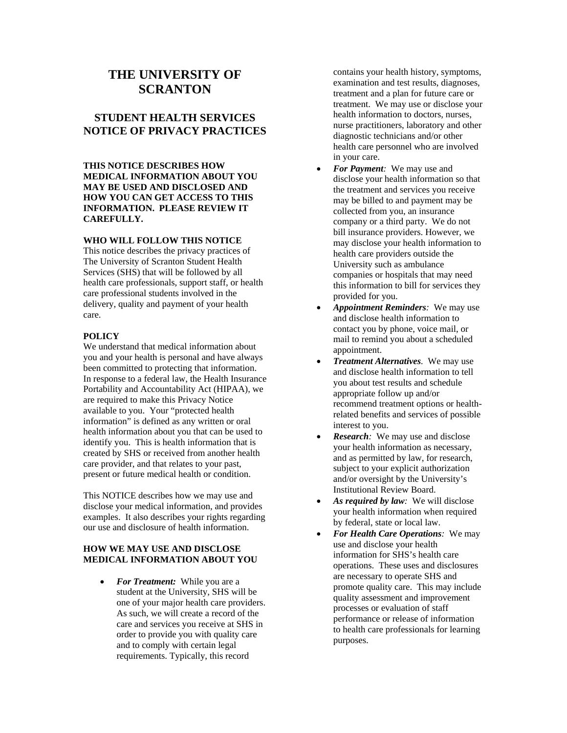# THE UNIVERSITY OF SCRANTON

## STUDENT HEALTH SERVICES NOTICE OF PRIVACY PRACTICES

**THIS NOTICE DESCRIBES HOW MEDICAL INFORMATION ABOUT YOU MAY BE USED AND DISCLOSED AND HOW YOU CAN GET ACCESS TO THIS INFORMATION. PLEASE REVIEW IT CAREFULLY.**

**WHO WILL FOLLOW THIS NOTICE**

This notice describes the privacy practices of The University of Scranton Student Health Services (SHS) that will be followed by all health care professionals, support staff, or health care professional students involved in the delivery, quality and payment of your health care.

**POLICY**

We understand that medical information about you and your health is personal and have always been committed to protecting that information. In response to a federal law, the Health Insurance Portability and Accountability Act (HIPAA), we are required to make this Privacy Notice available to you. Your "protected health information" is defined as any written or oral health information about you that can be used to identify you. This is health information that is created by SHS or received from another health care provider, and that relates to your past, present or future medical health or condition.

This NOTICE describes how we may use and disclose your medical information, and provides examples. It also describes your rights regarding our use and disclosure of health information.

**HOW WE MAY USE AND DISCLOSE MEDICAL INFORMATION ABOUT YOU**

- ***For Treatment:*** While you are a student at the University, SHS will be one of your major health care providers. As such, we will create a record of the care and services you receive at SHS in order to provide you with quality care and to comply with certain legal requirements. Typically, this record contains your health history, symptoms, examination and test results, diagnoses, treatment and a plan for future care or treatment. We may use or disclose your health information to doctors, nurses, nurse practitioners, laboratory and other diagnostic technicians and/or other health care personnel who are involved in your care.
- ***For Payment:*** We may use and disclose your health information so that the treatment and services you receive may be billed to and payment may be collected from you, an insurance company or a third party. We do not bill insurance providers. However, we may disclose your health information to health care providers outside the University such as ambulance companies or hospitals that may need this information to bill for services they provided for you.
- ***Appointment Reminders:*** We may use and disclose health information to contact you by phone, voice mail, or mail to remind you about a scheduled appointment.
- ***Treatment Alternatives.*** We may use and disclose health information to tell you about test results and schedule appropriate follow up and/or recommend treatment options or health-related benefits and services of possible interest to you.
- ***Research:*** We may use and disclose your health information as necessary, and as permitted by law, for research, subject to your explicit authorization and/or oversight by the University's Institutional Review Board.
- ***As required by law:*** We will disclose your health information when required by federal, state or local law.
- ***For Health Care Operations:*** We may use and disclose your health information for SHS's health care operations. These uses and disclosures are necessary to operate SHS and promote quality care. This may include quality assessment and improvement processes or evaluation of staff performance or release of information to health care professionals for learning purposes.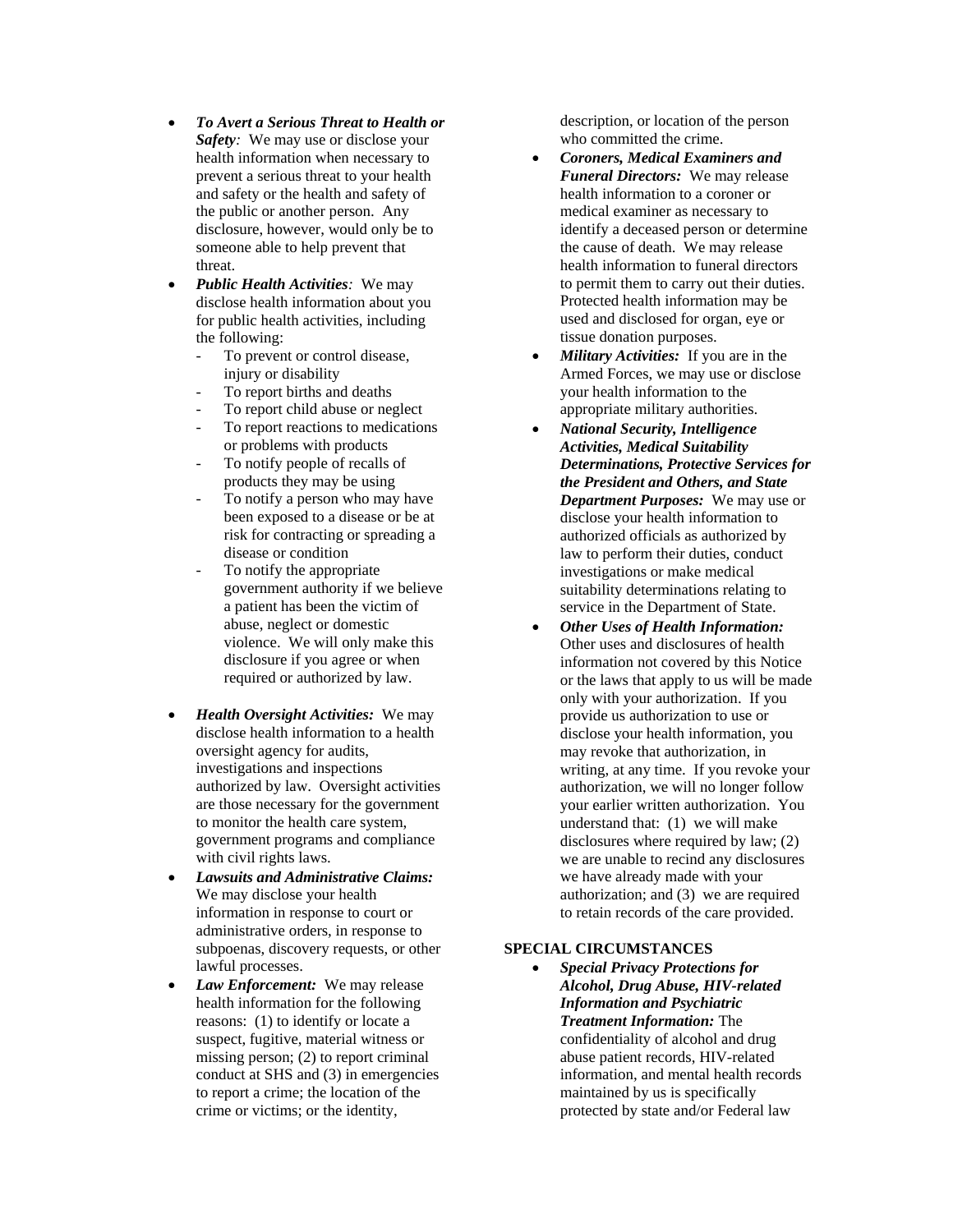- ***To Avert a Serious Threat to Health or Safety**:* We may use or disclose your health information when necessary to prevent a serious threat to your health and safety or the health and safety of the public or another person. Any disclosure, however, would only be to someone able to help prevent that threat.
- ***Public Health Activities**:* We may disclose health information about you for public health activities, including the following:
  - To prevent or control disease, injury or disability
  - To report births and deaths
  - To report child abuse or neglect
  - To report reactions to medications or problems with products
  - To notify people of recalls of products they may be using
  - To notify a person who may have been exposed to a disease or be at risk for contracting or spreading a disease or condition
  - To notify the appropriate government authority if we believe a patient has been the victim of abuse, neglect or domestic violence. We will only make this disclosure if you agree or when required or authorized by law.

- ***Health Oversight Activities:*** We may disclose health information to a health oversight agency for audits, investigations and inspections authorized by law. Oversight activities are those necessary for the government to monitor the health care system, government programs and compliance with civil rights laws.
- ***Lawsuits and Administrative Claims:*** We may disclose your health information in response to court or administrative orders, in response to subpoenas, discovery requests, or other lawful processes.
- ***Law Enforcement:*** We may release health information for the following reasons: (1) to identify or locate a suspect, fugitive, material witness or missing person; (2) to report criminal conduct at SHS and (3) in emergencies to report a crime; the location of the crime or victims; or the identity, description, or location of the person who committed the crime.
- ***Coroners, Medical Examiners and Funeral Directors:*** We may release health information to a coroner or medical examiner as necessary to identify a deceased person or determine the cause of death. We may release health information to funeral directors to permit them to carry out their duties. Protected health information may be used and disclosed for organ, eye or tissue donation purposes.
- ***Military Activities:*** If you are in the Armed Forces, we may use or disclose your health information to the appropriate military authorities.
- ***National Security, Intelligence Activities, Medical Suitability Determinations, Protective Services for the President and Others, and State Department Purposes:*** We may use or disclose your health information to authorized officials as authorized by law to perform their duties, conduct investigations or make medical suitability determinations relating to service in the Department of State.
- ***Other Uses of Health Information:*** Other uses and disclosures of health information not covered by this Notice or the laws that apply to us will be made only with your authorization. If you provide us authorization to use or disclose your health information, you may revoke that authorization, in writing, at any time. If you revoke your authorization, we will no longer follow your earlier written authorization. You understand that: (1) we will make disclosures where required by law; (2) we are unable to recind any disclosures we have already made with your authorization; and (3) we are required to retain records of the care provided.

**SPECIAL CIRCUMSTANCES**

- ***Special Privacy Protections for Alcohol, Drug Abuse, HIV-related Information and Psychiatric Treatment Information:*** The confidentiality of alcohol and drug abuse patient records, HIV-related information, and mental health records maintained by us is specifically protected by state and/or Federal law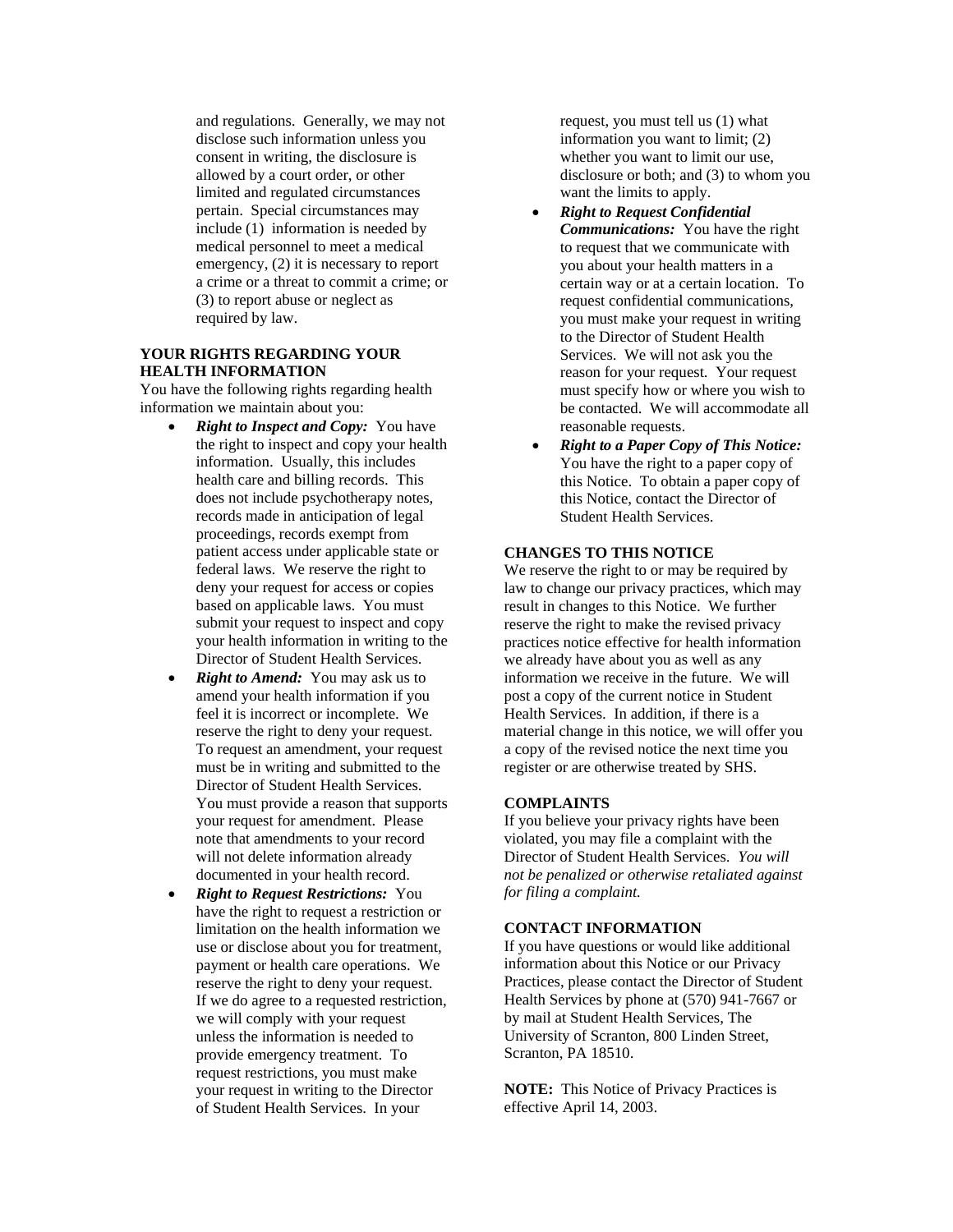and regulations. Generally, we may not disclose such information unless you consent in writing, the disclosure is allowed by a court order, or other limited and regulated circumstances pertain. Special circumstances may include (1) information is needed by medical personnel to meet a medical emergency, (2) it is necessary to report a crime or a threat to commit a crime; or (3) to report abuse or neglect as required by law.

**YOUR RIGHTS REGARDING YOUR HEALTH INFORMATION**

You have the following rights regarding health information we maintain about you:

- ***Right to Inspect and Copy:*** You have the right to inspect and copy your health information. Usually, this includes health care and billing records. This does not include psychotherapy notes, records made in anticipation of legal proceedings, records exempt from patient access under applicable state or federal laws. We reserve the right to deny your request for access or copies based on applicable laws. You must submit your request to inspect and copy your health information in writing to the Director of Student Health Services.
- ***Right to Amend:*** You may ask us to amend your health information if you feel it is incorrect or incomplete. We reserve the right to deny your request. To request an amendment, your request must be in writing and submitted to the Director of Student Health Services. You must provide a reason that supports your request for amendment. Please note that amendments to your record will not delete information already documented in your health record.
- ***Right to Request Restrictions:*** You have the right to request a restriction or limitation on the health information we use or disclose about you for treatment, payment or health care operations. We reserve the right to deny your request. If we do agree to a requested restriction, we will comply with your request unless the information is needed to provide emergency treatment. To request restrictions, you must make your request in writing to the Director of Student Health Services. In your request, you must tell us (1) what information you want to limit; (2) whether you want to limit our use, disclosure or both; and (3) to whom you want the limits to apply.
- ***Right to Request Confidential Communications:*** You have the right to request that we communicate with you about your health matters in a certain way or at a certain location. To request confidential communications, you must make your request in writing to the Director of Student Health Services. We will not ask you the reason for your request. Your request must specify how or where you wish to be contacted. We will accommodate all reasonable requests.
- ***Right to a Paper Copy of This Notice:*** You have the right to a paper copy of this Notice. To obtain a paper copy of this Notice, contact the Director of Student Health Services.

**CHANGES TO THIS NOTICE**

We reserve the right to or may be required by law to change our privacy practices, which may result in changes to this Notice. We further reserve the right to make the revised privacy practices notice effective for health information we already have about you as well as any information we receive in the future. We will post a copy of the current notice in Student Health Services. In addition, if there is a material change in this notice, we will offer you a copy of the revised notice the next time you register or are otherwise treated by SHS.

**COMPLAINTS**

If you believe your privacy rights have been violated, you may file a complaint with the Director of Student Health Services. *You will not be penalized or otherwise retaliated against for filing a complaint.*

**CONTACT INFORMATION**

If you have questions or would like additional information about this Notice or our Privacy Practices, please contact the Director of Student Health Services by phone at (570) 941-7667 or by mail at Student Health Services, The University of Scranton, 800 Linden Street, Scranton, PA 18510.

**NOTE:** This Notice of Privacy Practices is effective April 14, 2003.